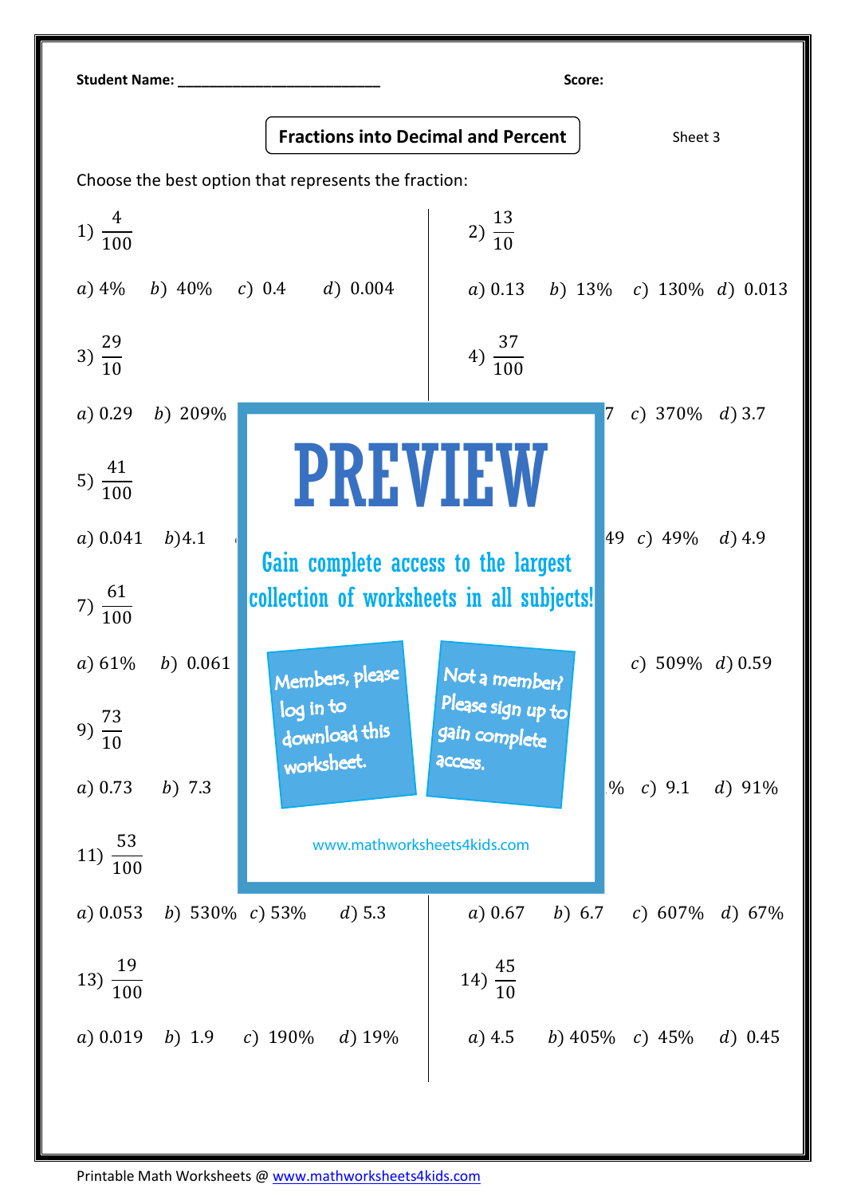Student Name: ___________________________ Score:

## Fractions into Decimal and Percent

Sheet 3

Choose the best option that represents the fraction:

1) $\frac{4}{100}$

a) 4% b) 40% c) 0.4 d) 0.004

2) $\frac{13}{10}$

a) 0.13 b) 13% c) 130% d) 0.013

3) $\frac{29}{10}$

a) 0.29 b) 209%

4) $\frac{37}{100}$

7 c) 370% d) 3.7

5) $\frac{41}{100}$

a) 0.041 b) 4.1

49 c) 49% d) 4.9

7) $\frac{61}{100}$

a) 61% b) 0.061

c) 509% d) 0.59

9) $\frac{73}{10}$

a) 0.73 b) 7.3

% c) 9.1 d) 91%

11) $\frac{53}{100}$

a) 0.053 b) 530% c) 53% d) 5.3

a) 0.67 b) 6.7 c) 607% d) 67%

13) $\frac{19}{100}$

a) 0.019 b) 1.9 c) 190% d) 19%

14) $\frac{45}{10}$

a) 4.5 b) 405% c) 45% d) 0.45

PREVIEW

Gain complete access to the largest collection of worksheets in all subjects!

Members, please log in to download this worksheet.

Not a member? Please sign up to gain complete access.

www.mathworksheets4kids.com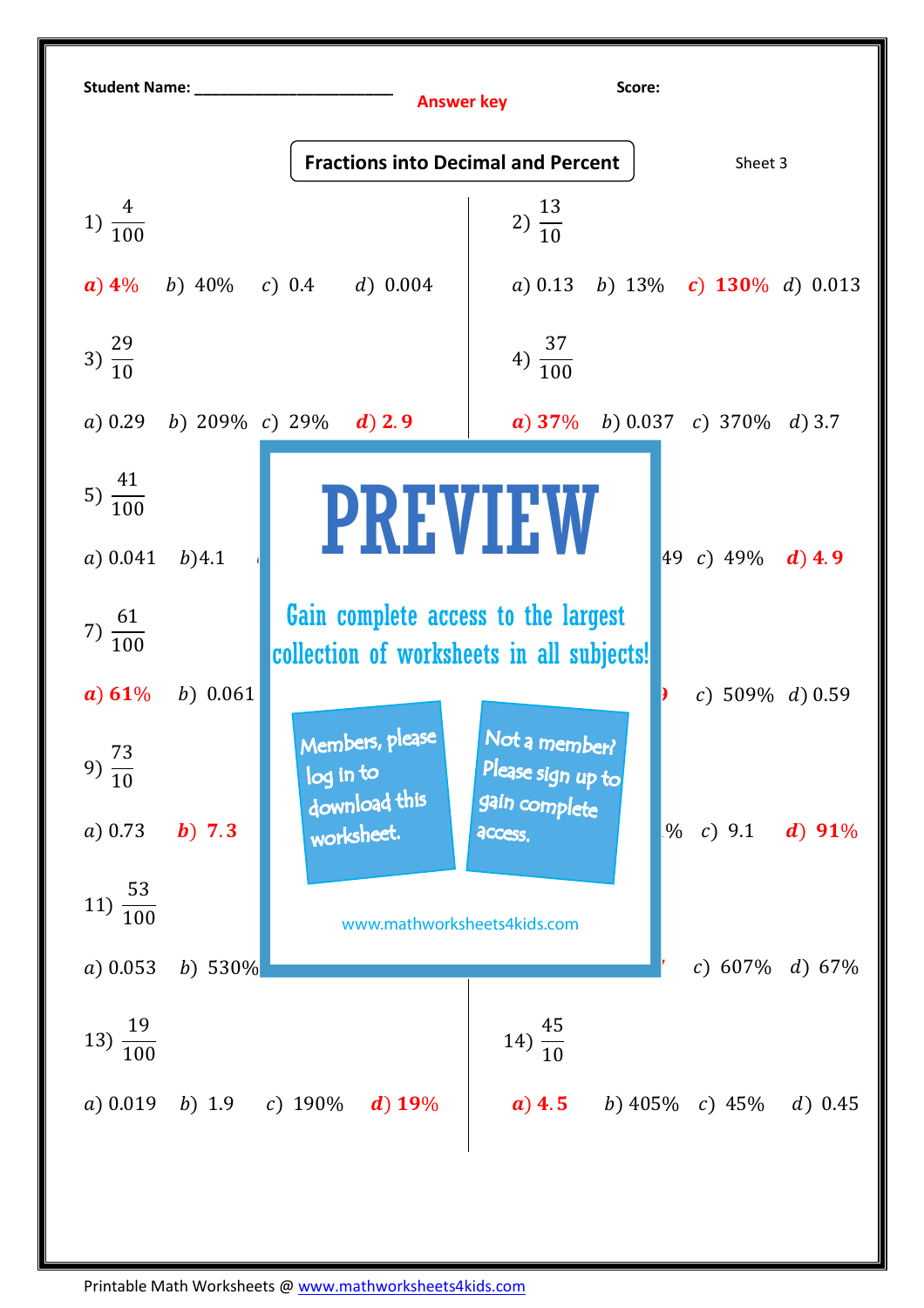Student Name: ________________________ **Answer key** Score:

## Fractions into Decimal and Percent

Sheet 3

1) $\frac{4}{100}$

**a) 4%** b) 40% c) 0.4 d) 0.004

2) $\frac{13}{10}$

a) 0.13 b) 13% **c) 130%** d) 0.013

3) $\frac{29}{10}$

a) 0.29 b) 209% c) 29% **d) 2.9**

4) $\frac{37}{100}$

**a) 37%** b) 0.037 c) 370% d) 3.7

5) $\frac{41}{100}$

a) 0.041 b)4.1

49 c) 49% **d) 4.9**

7) $\frac{61}{100}$

**a) 61%** b) 0.061

c) 509% d) 0.59

9) $\frac{73}{10}$

a) 0.73 **b) 7.3**

% c) 9.1 **d) 91%**

11) $\frac{53}{100}$

a) 0.053 b) 530%

c) 607% d) 67%

PREVIEW

Gain complete access to the largest collection of worksheets in all subjects!

Members, please log in to download this worksheet.

Not a member? Please sign up to gain complete access.

www.mathworksheets4kids.com

13) $\frac{19}{100}$

a) 0.019 b) 1.9 c) 190% **d) 19%**

14) $\frac{45}{10}$

**a) 4.5** b) 405% c) 45% d) 0.45

Printable Math Worksheets @ www.mathworksheets4kids.com